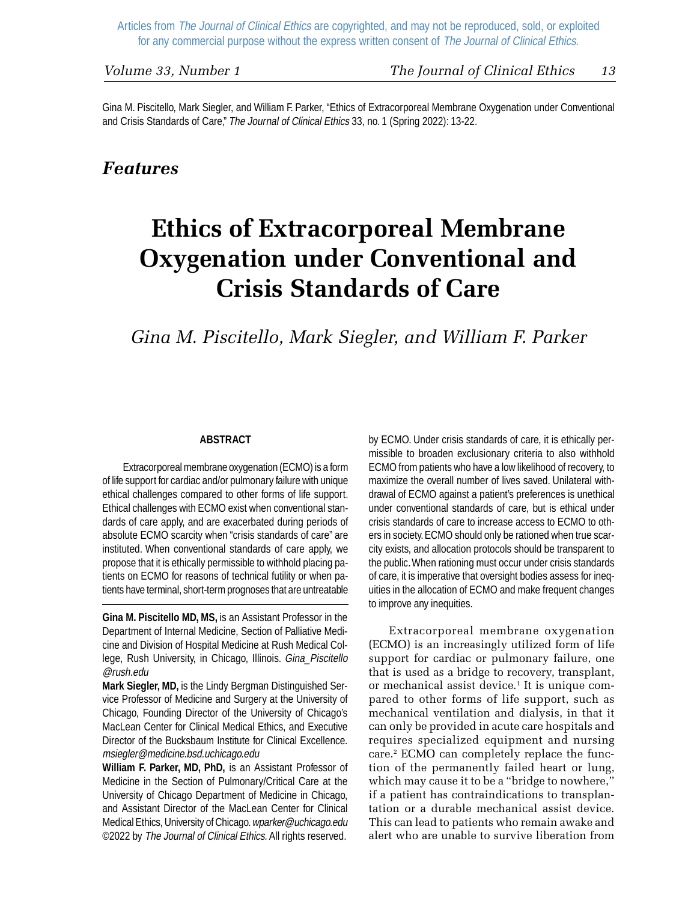Articles from *The Journal of Clinical Ethics* are copyrighted, and may not be reproduced, sold, or exploited for any commercial purpose without the express written consent of *The Journal of Clinical Ethics.*

Gina M. Piscitello, Mark Siegler, and William F. Parker, "Ethics of Extracorporeal Membrane Oxygenation under Conventional and Crisis Standards of Care," *The Journal of Clinical Ethics* 33, no. 1 (Spring 2022): 13-22.

## *Features*

# Ethics of Extracorporeal Membrane Oxygenation under Conventional and Crisis Standards of Care

*Gina M. Piscitello, Mark Siegler, and William F. Parker*

### ABSTRACT

Extracorporeal membrane oxygenation (ECMO) is a form of life support for cardiac and/or pulmonary failure with unique ethical challenges compared to other forms of life support. Ethical challenges with ECMO exist when conventional standards of care apply, and are exacerbated during periods of absolute ECMO scarcity when "crisis standards of care" are instituted. When conventional standards of care apply, we propose that it is ethically permissible to withhold placing patients on ECMO for reasons of technical futility or when patients have terminal, short-term prognoses that are untreatable by ECMO. Under crisis standards of care, it is ethically permissible to broaden exclusionary criteria to also withhold ECMO from patients who have a low likelihood of recovery, to maximize the overall number of lives saved. Unilateral withdrawal of ECMO against a patient's preferences is unethical under conventional standards of care, but is ethical under crisis standards of care to increase access to ECMO to others in society. ECMO should only be rationed when true scarcity exists, and allocation protocols should be transparent to the public. When rationing must occur under crisis standards of care, it is imperative that oversight bodies assess for inequities in the allocation of ECMO and make frequent changes to improve any inequities.

---

**Gina M. Piscitello MD, MS,** is an Assistant Professor in the Department of Internal Medicine, Section of Palliative Medicine and Division of Hospital Medicine at Rush Medical College, Rush University, in Chicago, Illinois. *Gina_Piscitello@rush.edu*

**Mark Siegler, MD,** is the Lindy Bergman Distinguished Service Professor of Medicine and Surgery at the University of Chicago, Founding Director of the University of Chicago's MacLean Center for Clinical Medical Ethics, and Executive Director of the Bucksbaum Institute for Clinical Excellence. *msiegler@medicine.bsd.uchicago.edu*

**William F. Parker, MD, PhD,** is an Assistant Professor of Medicine in the Section of Pulmonary/Critical Care at the University of Chicago Department of Medicine in Chicago, and Assistant Director of the MacLean Center for Clinical Medical Ethics, University of Chicago. *wparker@uchicago.edu*

©2022 by *The Journal of Clinical Ethics.* All rights reserved.

---

Extracorporeal membrane oxygenation (ECMO) is an increasingly utilized form of life support for cardiac or pulmonary failure, one that is used as a bridge to recovery, transplant, or mechanical assist device.[1] It is unique compared to other forms of life support, such as mechanical ventilation and dialysis, in that it can only be provided in acute care hospitals and requires specialized equipment and nursing care.[2] ECMO can completely replace the function of the permanently failed heart or lung, which may cause it to be a "bridge to nowhere," if a patient has contraindications to transplantation or a durable mechanical assist device. This can lead to patients who remain awake and alert who are unable to survive liberation from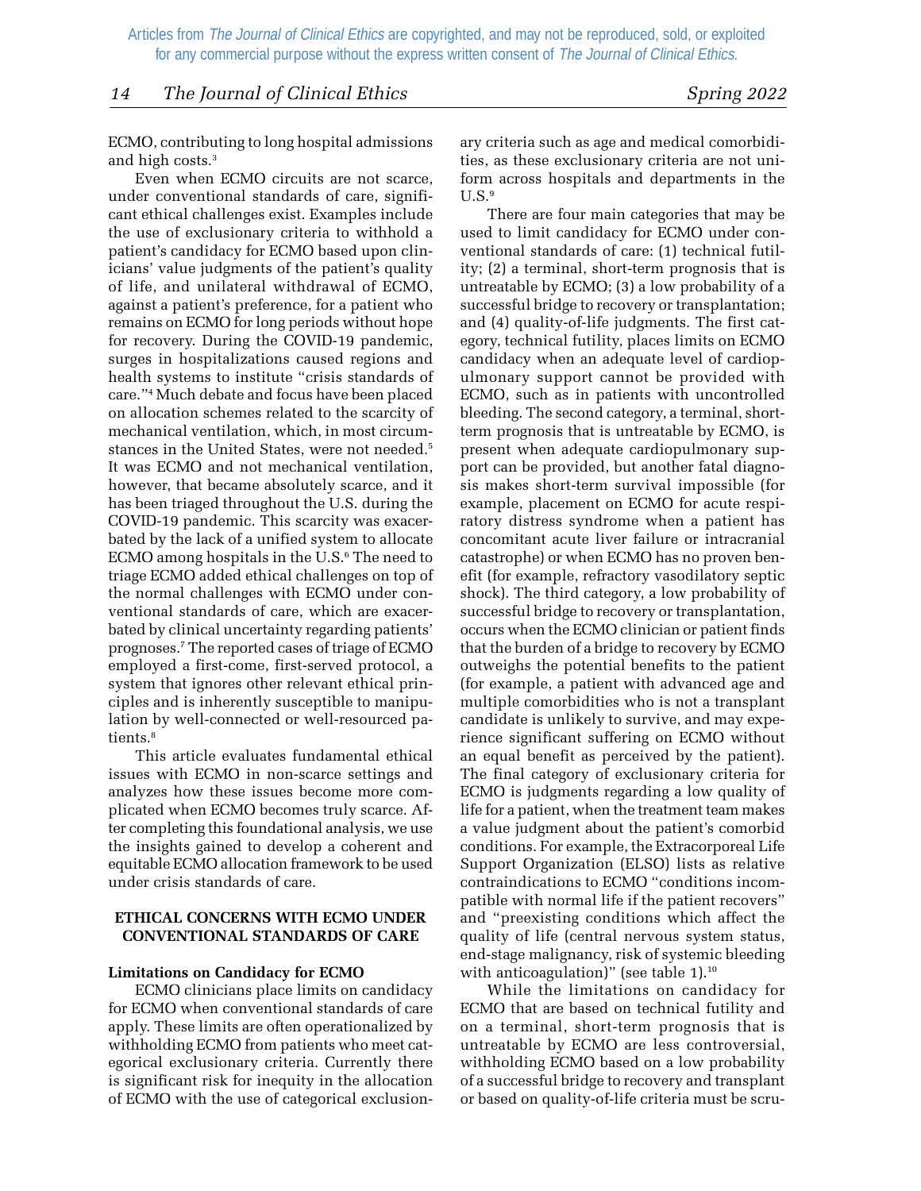ECMO, contributing to long hospital admissions and high costs.[3]

Even when ECMO circuits are not scarce, under conventional standards of care, significant ethical challenges exist. Examples include the use of exclusionary criteria to withhold a patient's candidacy for ECMO based upon clinicians' value judgments of the patient's quality of life, and unilateral withdrawal of ECMO, against a patient's preference, for a patient who remains on ECMO for long periods without hope for recovery. During the COVID-19 pandemic, surges in hospitalizations caused regions and health systems to institute "crisis standards of care."[4] Much debate and focus have been placed on allocation schemes related to the scarcity of mechanical ventilation, which, in most circumstances in the United States, were not needed.[5] It was ECMO and not mechanical ventilation, however, that became absolutely scarce, and it has been triaged throughout the U.S. during the COVID-19 pandemic. This scarcity was exacerbated by the lack of a unified system to allocate ECMO among hospitals in the U.S.[6] The need to triage ECMO added ethical challenges on top of the normal challenges with ECMO under conventional standards of care, which are exacerbated by clinical uncertainty regarding patients' prognoses.[7] The reported cases of triage of ECMO employed a first-come, first-served protocol, a system that ignores other relevant ethical principles and is inherently susceptible to manipulation by well-connected or well-resourced patients.[8]

This article evaluates fundamental ethical issues with ECMO in non-scarce settings and analyzes how these issues become more complicated when ECMO becomes truly scarce. After completing this foundational analysis, we use the insights gained to develop a coherent and equitable ECMO allocation framework to be used under crisis standards of care.

## ETHICAL CONCERNS WITH ECMO UNDER CONVENTIONAL STANDARDS OF CARE

### Limitations on Candidacy for ECMO

ECMO clinicians place limits on candidacy for ECMO when conventional standards of care apply. These limits are often operationalized by withholding ECMO from patients who meet categorical exclusionary criteria. Currently there is significant risk for inequity in the allocation of ECMO with the use of categorical exclusionary criteria such as age and medical comorbidities, as these exclusionary criteria are not uniform across hospitals and departments in the U.S.[9]

There are four main categories that may be used to limit candidacy for ECMO under conventional standards of care: (1) technical futility; (2) a terminal, short-term prognosis that is untreatable by ECMO; (3) a low probability of a successful bridge to recovery or transplantation; and (4) quality-of-life judgments. The first category, technical futility, places limits on ECMO candidacy when an adequate level of cardiopulmonary support cannot be provided with ECMO, such as in patients with uncontrolled bleeding. The second category, a terminal, short-term prognosis that is untreatable by ECMO, is present when adequate cardiopulmonary support can be provided, but another fatal diagnosis makes short-term survival impossible (for example, placement on ECMO for acute respiratory distress syndrome when a patient has concomitant acute liver failure or intracranial catastrophe) or when ECMO has no proven benefit (for example, refractory vasodilatory septic shock). The third category, a low probability of successful bridge to recovery or transplantation, occurs when the ECMO clinician or patient finds that the burden of a bridge to recovery by ECMO outweighs the potential benefits to the patient (for example, a patient with advanced age and multiple comorbidities who is not a transplant candidate is unlikely to survive, and may experience significant suffering on ECMO without an equal benefit as perceived by the patient). The final category of exclusionary criteria for ECMO is judgments regarding a low quality of life for a patient, when the treatment team makes a value judgment about the patient's comorbid conditions. For example, the Extracorporeal Life Support Organization (ELSO) lists as relative contraindications to ECMO "conditions incompatible with normal life if the patient recovers" and "preexisting conditions which affect the quality of life (central nervous system status, end-stage malignancy, risk of systemic bleeding with anticoagulation)" (see table 1).[10]

While the limitations on candidacy for ECMO that are based on technical futility and on a terminal, short-term prognosis that is untreatable by ECMO are less controversial, withholding ECMO based on a low probability of a successful bridge to recovery and transplant or based on quality-of-life criteria must be scru-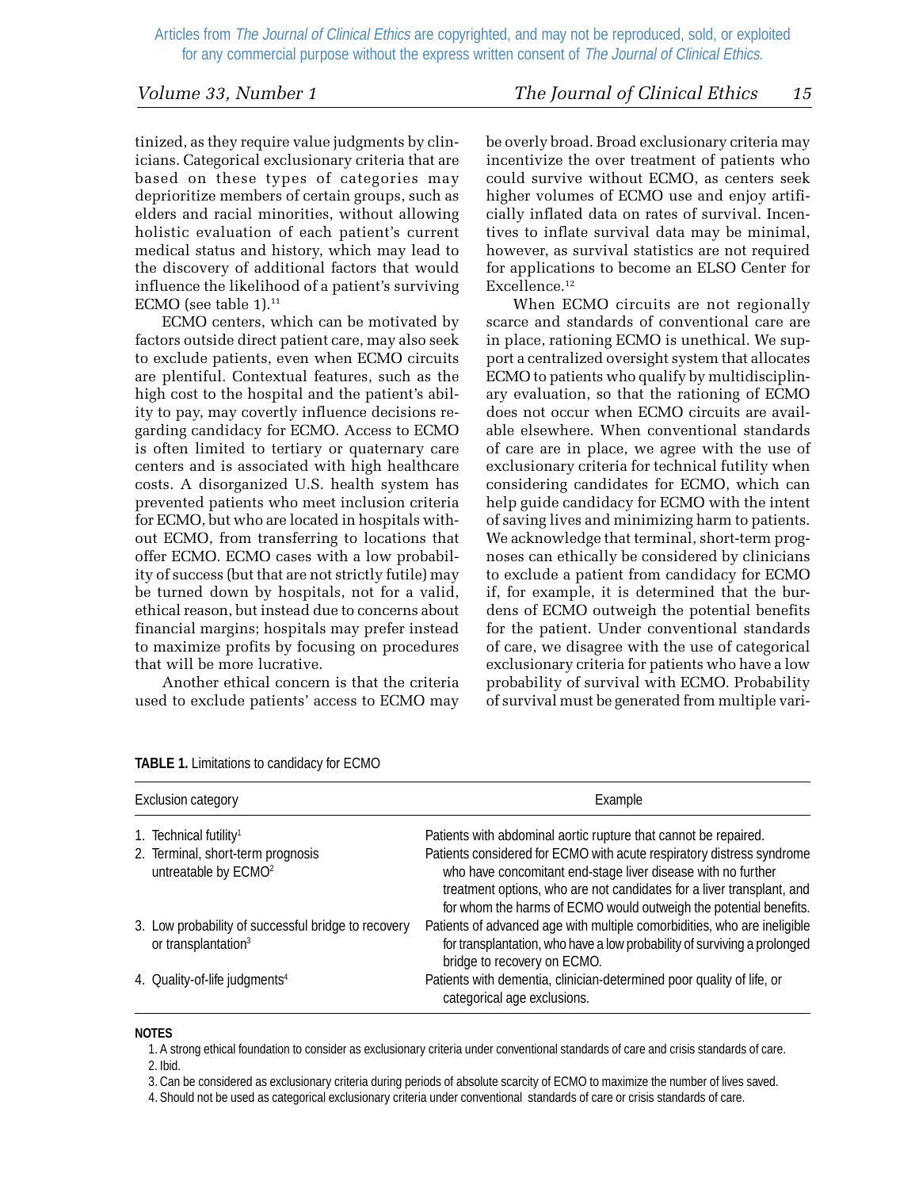tinized, as they require value judgments by clinicians. Categorical exclusionary criteria that are based on these types of categories may deprioritize members of certain groups, such as elders and racial minorities, without allowing holistic evaluation of each patient's current medical status and history, which may lead to the discovery of additional factors that would influence the likelihood of a patient's surviving ECMO (see table 1).[11]

ECMO centers, which can be motivated by factors outside direct patient care, may also seek to exclude patients, even when ECMO circuits are plentiful. Contextual features, such as the high cost to the hospital and the patient's ability to pay, may covertly influence decisions regarding candidacy for ECMO. Access to ECMO is often limited to tertiary or quaternary care centers and is associated with high healthcare costs. A disorganized U.S. health system has prevented patients who meet inclusion criteria for ECMO, but who are located in hospitals without ECMO, from transferring to locations that offer ECMO. ECMO cases with a low probability of success (but that are not strictly futile) may be turned down by hospitals, not for a valid, ethical reason, but instead due to concerns about financial margins; hospitals may prefer instead to maximize profits by focusing on procedures that will be more lucrative.

Another ethical concern is that the criteria used to exclude patients' access to ECMO may be overly broad. Broad exclusionary criteria may incentivize the over treatment of patients who could survive without ECMO, as centers seek higher volumes of ECMO use and enjoy artificially inflated data on rates of survival. Incentives to inflate survival data may be minimal, however, as survival statistics are not required for applications to become an ELSO Center for Excellence.[12]

When ECMO circuits are not regionally scarce and standards of conventional care are in place, rationing ECMO is unethical. We support a centralized oversight system that allocates ECMO to patients who qualify by multidisciplinary evaluation, so that the rationing of ECMO does not occur when ECMO circuits are available elsewhere. When conventional standards of care are in place, we agree with the use of exclusionary criteria for technical futility when considering candidates for ECMO, which can help guide candidacy for ECMO with the intent of saving lives and minimizing harm to patients. We acknowledge that terminal, short-term prognoses can ethically be considered by clinicians to exclude a patient from candidacy for ECMO if, for example, it is determined that the burdens of ECMO outweigh the potential benefits for the patient. Under conventional standards of care, we disagree with the use of categorical exclusionary criteria for patients who have a low probability of survival with ECMO. Probability of survival must be generated from multiple vari-

**TABLE 1.** Limitations to candidacy for ECMO

| Exclusion category | Example |
|---|---|
| 1. Technical futility[1] | Patients with abdominal aortic rupture that cannot be repaired. |
| 2. Terminal, short-term prognosis untreatable by ECMO[2] | Patients considered for ECMO with acute respiratory distress syndrome who have concomitant end-stage liver disease with no further treatment options, who are not candidates for a liver transplant, and for whom the harms of ECMO would outweigh the potential benefits. |
| 3. Low probability of successful bridge to recovery or transplantation[3] | Patients of advanced age with multiple comorbidities, who are ineligible for transplantation, who have a low probability of surviving a prolonged bridge to recovery on ECMO. |
| 4. Quality-of-life judgments[4] | Patients with dementia, clinician-determined poor quality of life, or categorical age exclusions. |

**NOTES**

1. A strong ethical foundation to consider as exclusionary criteria under conventional standards of care and crisis standards of care.
2. Ibid.
3. Can be considered as exclusionary criteria during periods of absolute scarcity of ECMO to maximize the number of lives saved.
4. Should not be used as categorical exclusionary criteria under conventional standards of care or crisis standards of care.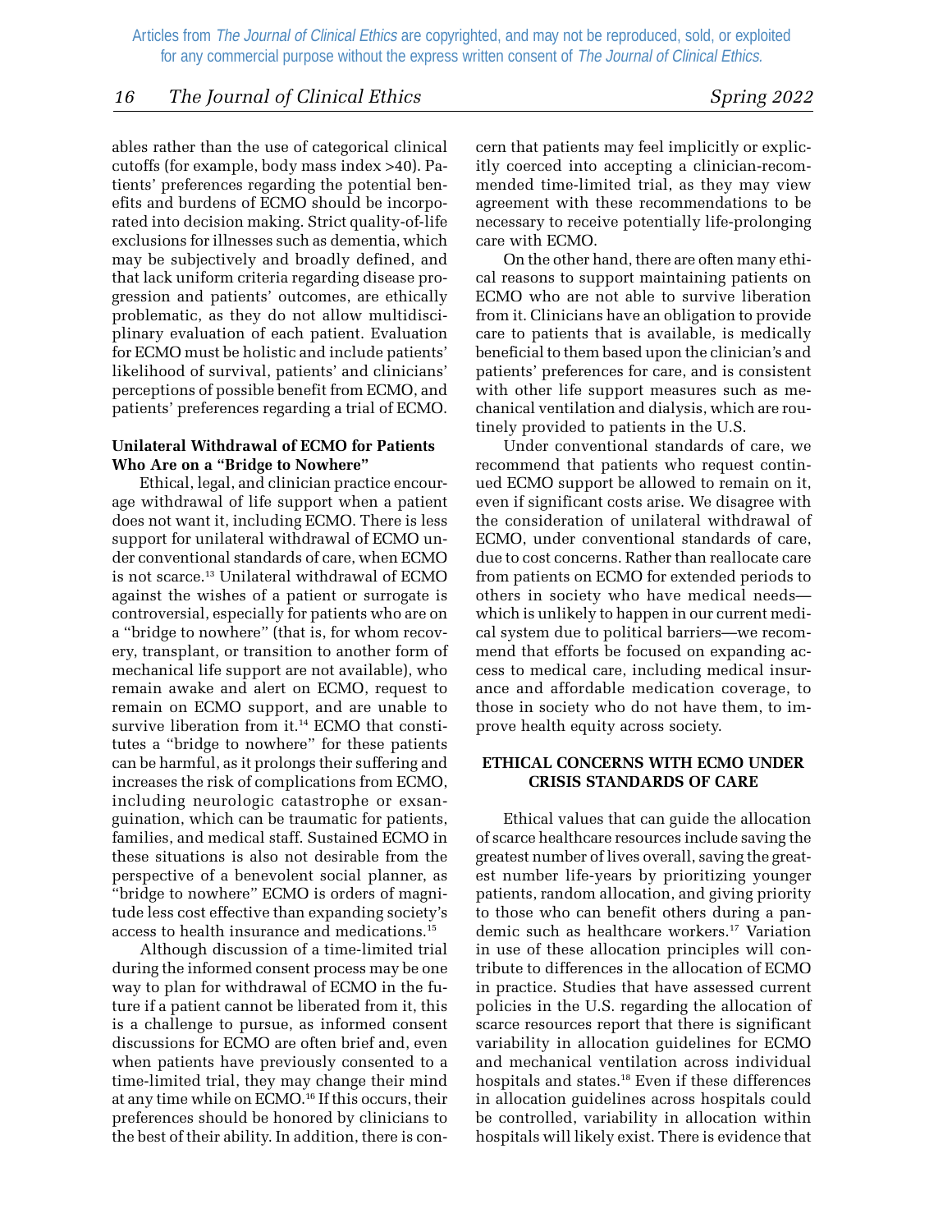ables rather than the use of categorical clinical cutoffs (for example, body mass index >40). Patients' preferences regarding the potential benefits and burdens of ECMO should be incorporated into decision making. Strict quality-of-life exclusions for illnesses such as dementia, which may be subjectively and broadly defined, and that lack uniform criteria regarding disease progression and patients' outcomes, are ethically problematic, as they do not allow multidisciplinary evaluation of each patient. Evaluation for ECMO must be holistic and include patients' likelihood of survival, patients' and clinicians' perceptions of possible benefit from ECMO, and patients' preferences regarding a trial of ECMO.

**Unilateral Withdrawal of ECMO for Patients Who Are on a "Bridge to Nowhere"**

Ethical, legal, and clinician practice encourage withdrawal of life support when a patient does not want it, including ECMO. There is less support for unilateral withdrawal of ECMO under conventional standards of care, when ECMO is not scarce.[13] Unilateral withdrawal of ECMO against the wishes of a patient or surrogate is controversial, especially for patients who are on a "bridge to nowhere" (that is, for whom recovery, transplant, or transition to another form of mechanical life support are not available), who remain awake and alert on ECMO, request to remain on ECMO support, and are unable to survive liberation from it.[14] ECMO that constitutes a "bridge to nowhere" for these patients can be harmful, as it prolongs their suffering and increases the risk of complications from ECMO, including neurologic catastrophe or exsanguination, which can be traumatic for patients, families, and medical staff. Sustained ECMO in these situations is also not desirable from the perspective of a benevolent social planner, as "bridge to nowhere" ECMO is orders of magnitude less cost effective than expanding society's access to health insurance and medications.[15]

Although discussion of a time-limited trial during the informed consent process may be one way to plan for withdrawal of ECMO in the future if a patient cannot be liberated from it, this is a challenge to pursue, as informed consent discussions for ECMO are often brief and, even when patients have previously consented to a time-limited trial, they may change their mind at any time while on ECMO.[16] If this occurs, their preferences should be honored by clinicians to the best of their ability. In addition, there is concern that patients may feel implicitly or explicitly coerced into accepting a clinician-recommended time-limited trial, as they may view agreement with these recommendations to be necessary to receive potentially life-prolonging care with ECMO.

On the other hand, there are often many ethical reasons to support maintaining patients on ECMO who are not able to survive liberation from it. Clinicians have an obligation to provide care to patients that is available, is medically beneficial to them based upon the clinician's and patients' preferences for care, and is consistent with other life support measures such as mechanical ventilation and dialysis, which are routinely provided to patients in the U.S.

Under conventional standards of care, we recommend that patients who request continued ECMO support be allowed to remain on it, even if significant costs arise. We disagree with the consideration of unilateral withdrawal of ECMO, under conventional standards of care, due to cost concerns. Rather than reallocate care from patients on ECMO for extended periods to others in society who have medical needs—which is unlikely to happen in our current medical system due to political barriers—we recommend that efforts be focused on expanding access to medical care, including medical insurance and affordable medication coverage, to those in society who do not have them, to improve health equity across society.

## ETHICAL CONCERNS WITH ECMO UNDER CRISIS STANDARDS OF CARE

Ethical values that can guide the allocation of scarce healthcare resources include saving the greatest number of lives overall, saving the greatest number life-years by prioritizing younger patients, random allocation, and giving priority to those who can benefit others during a pandemic such as healthcare workers.[17] Variation in use of these allocation principles will contribute to differences in the allocation of ECMO in practice. Studies that have assessed current policies in the U.S. regarding the allocation of scarce resources report that there is significant variability in allocation guidelines for ECMO and mechanical ventilation across individual hospitals and states.[18] Even if these differences in allocation guidelines across hospitals could be controlled, variability in allocation within hospitals will likely exist. There is evidence that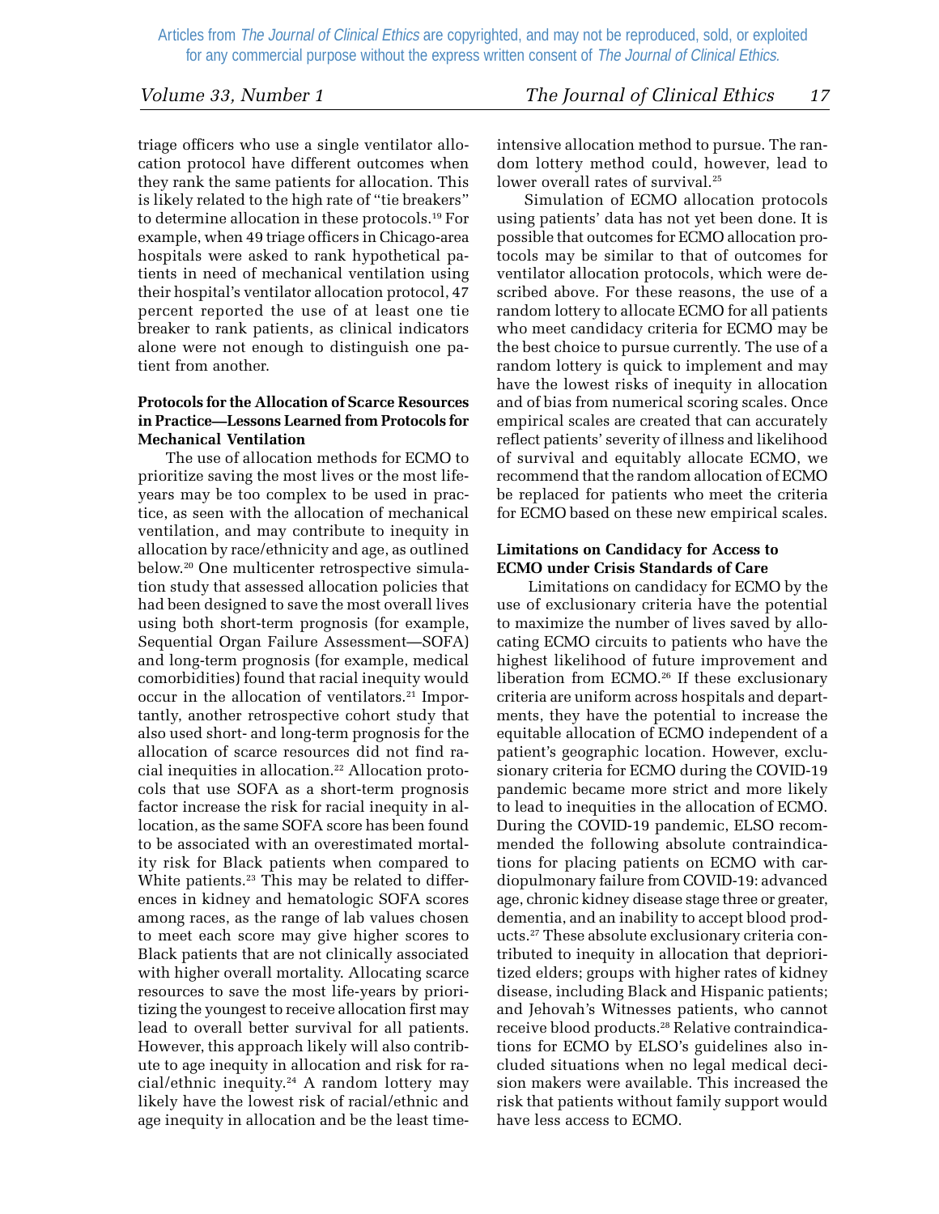triage officers who use a single ventilator allocation protocol have different outcomes when they rank the same patients for allocation. This is likely related to the high rate of "tie breakers" to determine allocation in these protocols.[19] For example, when 49 triage officers in Chicago-area hospitals were asked to rank hypothetical patients in need of mechanical ventilation using their hospital's ventilator allocation protocol, 47 percent reported the use of at least one tie breaker to rank patients, as clinical indicators alone were not enough to distinguish one patient from another.

**Protocols for the Allocation of Scarce Resources in Practice—Lessons Learned from Protocols for Mechanical Ventilation**

The use of allocation methods for ECMO to prioritize saving the most lives or the most life-years may be too complex to be used in practice, as seen with the allocation of mechanical ventilation, and may contribute to inequity in allocation by race/ethnicity and age, as outlined below.[20] One multicenter retrospective simulation study that assessed allocation policies that had been designed to save the most overall lives using both short-term prognosis (for example, Sequential Organ Failure Assessment—SOFA) and long-term prognosis (for example, medical comorbidities) found that racial inequity would occur in the allocation of ventilators.[21] Importantly, another retrospective cohort study that also used short- and long-term prognosis for the allocation of scarce resources did not find racial inequities in allocation.[22] Allocation protocols that use SOFA as a short-term prognosis factor increase the risk for racial inequity in allocation, as the same SOFA score has been found to be associated with an overestimated mortality risk for Black patients when compared to White patients.[23] This may be related to differences in kidney and hematologic SOFA scores among races, as the range of lab values chosen to meet each score may give higher scores to Black patients that are not clinically associated with higher overall mortality. Allocating scarce resources to save the most life-years by prioritizing the youngest to receive allocation first may lead to overall better survival for all patients. However, this approach likely will also contribute to age inequity in allocation and risk for racial/ethnic inequity.[24] A random lottery may likely have the lowest risk of racial/ethnic and age inequity in allocation and be the least time-intensive allocation method to pursue. The random lottery method could, however, lead to lower overall rates of survival.[25]

Simulation of ECMO allocation protocols using patients' data has not yet been done. It is possible that outcomes for ECMO allocation protocols may be similar to that of outcomes for ventilator allocation protocols, which were described above. For these reasons, the use of a random lottery to allocate ECMO for all patients who meet candidacy criteria for ECMO may be the best choice to pursue currently. The use of a random lottery is quick to implement and may have the lowest risks of inequity in allocation and of bias from numerical scoring scales. Once empirical scales are created that can accurately reflect patients' severity of illness and likelihood of survival and equitably allocate ECMO, we recommend that the random allocation of ECMO be replaced for patients who meet the criteria for ECMO based on these new empirical scales.

**Limitations on Candidacy for Access to ECMO under Crisis Standards of Care**

Limitations on candidacy for ECMO by the use of exclusionary criteria have the potential to maximize the number of lives saved by allocating ECMO circuits to patients who have the highest likelihood of future improvement and liberation from ECMO.[26] If these exclusionary criteria are uniform across hospitals and departments, they have the potential to increase the equitable allocation of ECMO independent of a patient's geographic location. However, exclusionary criteria for ECMO during the COVID-19 pandemic became more strict and more likely to lead to inequities in the allocation of ECMO. During the COVID-19 pandemic, ELSO recommended the following absolute contraindications for placing patients on ECMO with cardiopulmonary failure from COVID-19: advanced age, chronic kidney disease stage three or greater, dementia, and an inability to accept blood products.[27] These absolute exclusionary criteria contributed to inequity in allocation that deprioritized elders; groups with higher rates of kidney disease, including Black and Hispanic patients; and Jehovah's Witnesses patients, who cannot receive blood products.[28] Relative contraindications for ECMO by ELSO's guidelines also included situations when no legal medical decision makers were available. This increased the risk that patients without family support would have less access to ECMO.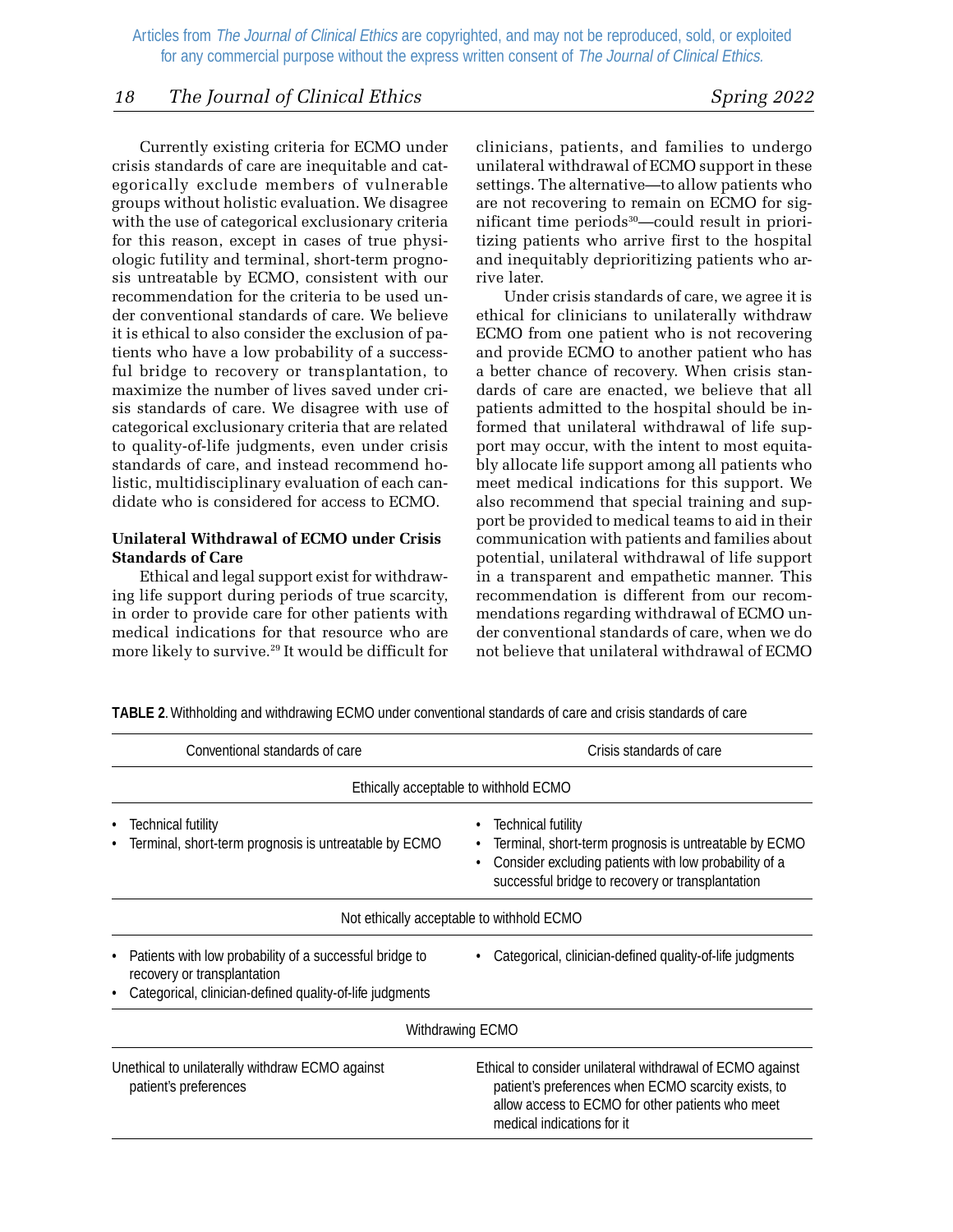Currently existing criteria for ECMO under crisis standards of care are inequitable and categorically exclude members of vulnerable groups without holistic evaluation. We disagree with the use of categorical exclusionary criteria for this reason, except in cases of true physiologic futility and terminal, short-term prognosis untreatable by ECMO, consistent with our recommendation for the criteria to be used under conventional standards of care. We believe it is ethical to also consider the exclusion of patients who have a low probability of a successful bridge to recovery or transplantation, to maximize the number of lives saved under crisis standards of care. We disagree with use of categorical exclusionary criteria that are related to quality-of-life judgments, even under crisis standards of care, and instead recommend holistic, multidisciplinary evaluation of each candidate who is considered for access to ECMO.

### Unilateral Withdrawal of ECMO under Crisis Standards of Care

Ethical and legal support exist for withdrawing life support during periods of true scarcity, in order to provide care for other patients with medical indications for that resource who are more likely to survive.[29] It would be difficult for clinicians, patients, and families to undergo unilateral withdrawal of ECMO support in these settings. The alternative—to allow patients who are not recovering to remain on ECMO for significant time periods[30]—could result in prioritizing patients who arrive first to the hospital and inequitably deprioritizing patients who arrive later.

Under crisis standards of care, we agree it is ethical for clinicians to unilaterally withdraw ECMO from one patient who is not recovering and provide ECMO to another patient who has a better chance of recovery. When crisis standards of care are enacted, we believe that all patients admitted to the hospital should be informed that unilateral withdrawal of life support may occur, with the intent to most equitably allocate life support among all patients who meet medical indications for this support. We also recommend that special training and support be provided to medical teams to aid in their communication with patients and families about potential, unilateral withdrawal of life support in a transparent and empathetic manner. This recommendation is different from our recommendations regarding withdrawal of ECMO under conventional standards of care, when we do not believe that unilateral withdrawal of ECMO

**TABLE 2.** Withholding and withdrawing ECMO under conventional standards of care and crisis standards of care

| Conventional standards of care | Crisis standards of care |
|---|---|
| **Ethically acceptable to withhold ECMO** | |
| • Technical futility<br>• Terminal, short-term prognosis is untreatable by ECMO | • Technical futility<br>• Terminal, short-term prognosis is untreatable by ECMO<br>• Consider excluding patients with low probability of a successful bridge to recovery or transplantation |
| **Not ethically acceptable to withhold ECMO** | |
| • Patients with low probability of a successful bridge to recovery or transplantation<br>• Categorical, clinician-defined quality-of-life judgments | • Categorical, clinician-defined quality-of-life judgments |
| **Withdrawing ECMO** | |
| Unethical to unilaterally withdraw ECMO against patient's preferences | Ethical to consider unilateral withdrawal of ECMO against patient's preferences when ECMO scarcity exists, to allow access to ECMO for other patients who meet medical indications for it |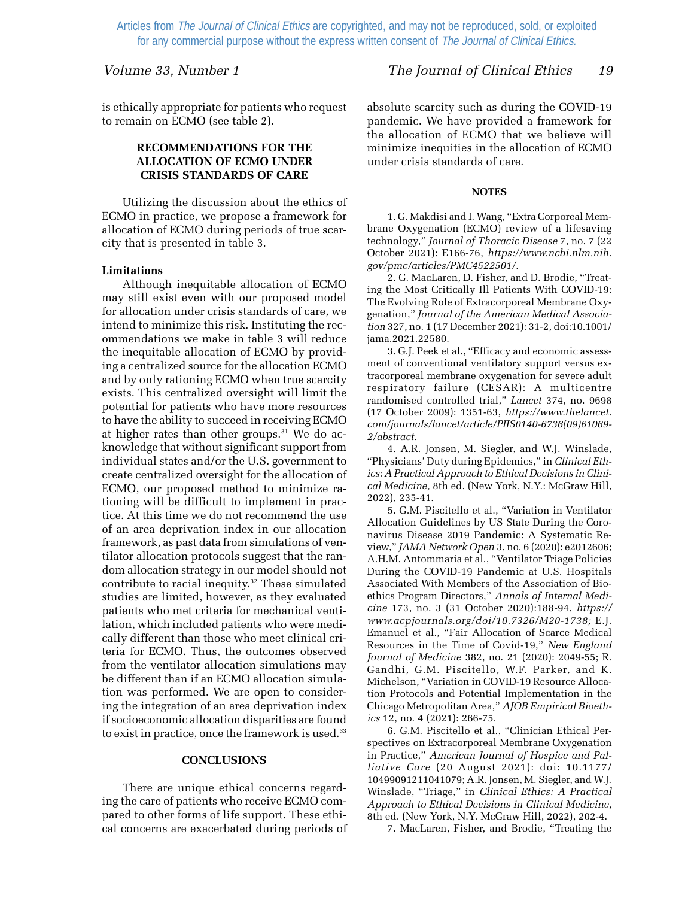is ethically appropriate for patients who request to remain on ECMO (see table 2).

## RECOMMENDATIONS FOR THE ALLOCATION OF ECMO UNDER CRISIS STANDARDS OF CARE

Utilizing the discussion about the ethics of ECMO in practice, we propose a framework for allocation of ECMO during periods of true scarcity that is presented in table 3.

### Limitations

Although inequitable allocation of ECMO may still exist even with our proposed model for allocation under crisis standards of care, we intend to minimize this risk. Instituting the recommendations we make in table 3 will reduce the inequitable allocation of ECMO by providing a centralized source for the allocation ECMO and by only rationing ECMO when true scarcity exists. This centralized oversight will limit the potential for patients who have more resources to have the ability to succeed in receiving ECMO at higher rates than other groups.[31] We do acknowledge that without significant support from individual states and/or the U.S. government to create centralized oversight for the allocation of ECMO, our proposed method to minimize rationing will be difficult to implement in practice. At this time we do not recommend the use of an area deprivation index in our allocation framework, as past data from simulations of ventilator allocation protocols suggest that the random allocation strategy in our model should not contribute to racial inequity.[32] These simulated studies are limited, however, as they evaluated patients who met criteria for mechanical ventilation, which included patients who were medically different than those who meet clinical criteria for ECMO. Thus, the outcomes observed from the ventilator allocation simulations may be different than if an ECMO allocation simulation was performed. We are open to considering the integration of an area deprivation index if socioeconomic allocation disparities are found to exist in practice, once the framework is used.[33]

## CONCLUSIONS

There are unique ethical concerns regarding the care of patients who receive ECMO compared to other forms of life support. These ethical concerns are exacerbated during periods of absolute scarcity such as during the COVID-19 pandemic. We have provided a framework for the allocation of ECMO that we believe will minimize inequities in the allocation of ECMO under crisis standards of care.

## NOTES

1. G. Makdisi and I. Wang, "Extra Corporeal Membrane Oxygenation (ECMO) review of a lifesaving technology," *Journal of Thoracic Disease* 7, no. 7 (22 October 2021): E166-76, *https://www.ncbi.nlm.nih.gov/pmc/articles/PMC4522501/*.

2. G. MacLaren, D. Fisher, and D. Brodie, "Treating the Most Critically Ill Patients With COVID-19: The Evolving Role of Extracorporeal Membrane Oxygenation," *Journal of the American Medical Association* 327, no. 1 (17 December 2021): 31-2, doi:10.1001/jama.2021.22580.

3. G.J. Peek et al., "Efficacy and economic assessment of conventional ventilatory support versus extracorporeal membrane oxygenation for severe adult respiratory failure (CESAR): A multicentre randomised controlled trial," *Lancet* 374, no. 9698 (17 October 2009): 1351-63, *https://www.thelancet.com/journals/lancet/article/PIIS0140-6736(09)61069-2/abstract.*

4. A.R. Jonsen, M. Siegler, and W.J. Winslade, "Physicians' Duty during Epidemics," in *Clinical Ethics: A Practical Approach to Ethical Decisions in Clinical Medicine,* 8th ed. (New York, N.Y.: McGraw Hill, 2022), 235-41.

5. G.M. Piscitello et al., "Variation in Ventilator Allocation Guidelines by US State During the Coronavirus Disease 2019 Pandemic: A Systematic Review," *JAMA Network Open* 3, no. 6 (2020): e2012606; A.H.M. Antommaria et al., "Ventilator Triage Policies During the COVID-19 Pandemic at U.S. Hospitals Associated With Members of the Association of Bioethics Program Directors," *Annals of Internal Medicine* 173, no. 3 (31 October 2020):188-94, *https://www.acpjournals.org/doi/10.7326/M20-1738;* E.J. Emanuel et al., "Fair Allocation of Scarce Medical Resources in the Time of Covid-19," *New England Journal of Medicine* 382, no. 21 (2020): 2049-55; R. Gandhi, G.M. Piscitello, W.F. Parker, and K. Michelson, "Variation in COVID-19 Resource Allocation Protocols and Potential Implementation in the Chicago Metropolitan Area," *AJOB Empirical Bioethics* 12, no. 4 (2021): 266-75.

6. G.M. Piscitello et al., "Clinician Ethical Perspectives on Extracorporeal Membrane Oxygenation in Practice," *American Journal of Hospice and Palliative Care* (20 August 2021): doi: 10.1177/10499091211041079; A.R. Jonsen, M. Siegler, and W.J. Winslade, "Triage," in *Clinical Ethics: A Practical Approach to Ethical Decisions in Clinical Medicine,* 8th ed. (New York, N.Y. McGraw Hill, 2022), 202-4.

7. MacLaren, Fisher, and Brodie, "Treating the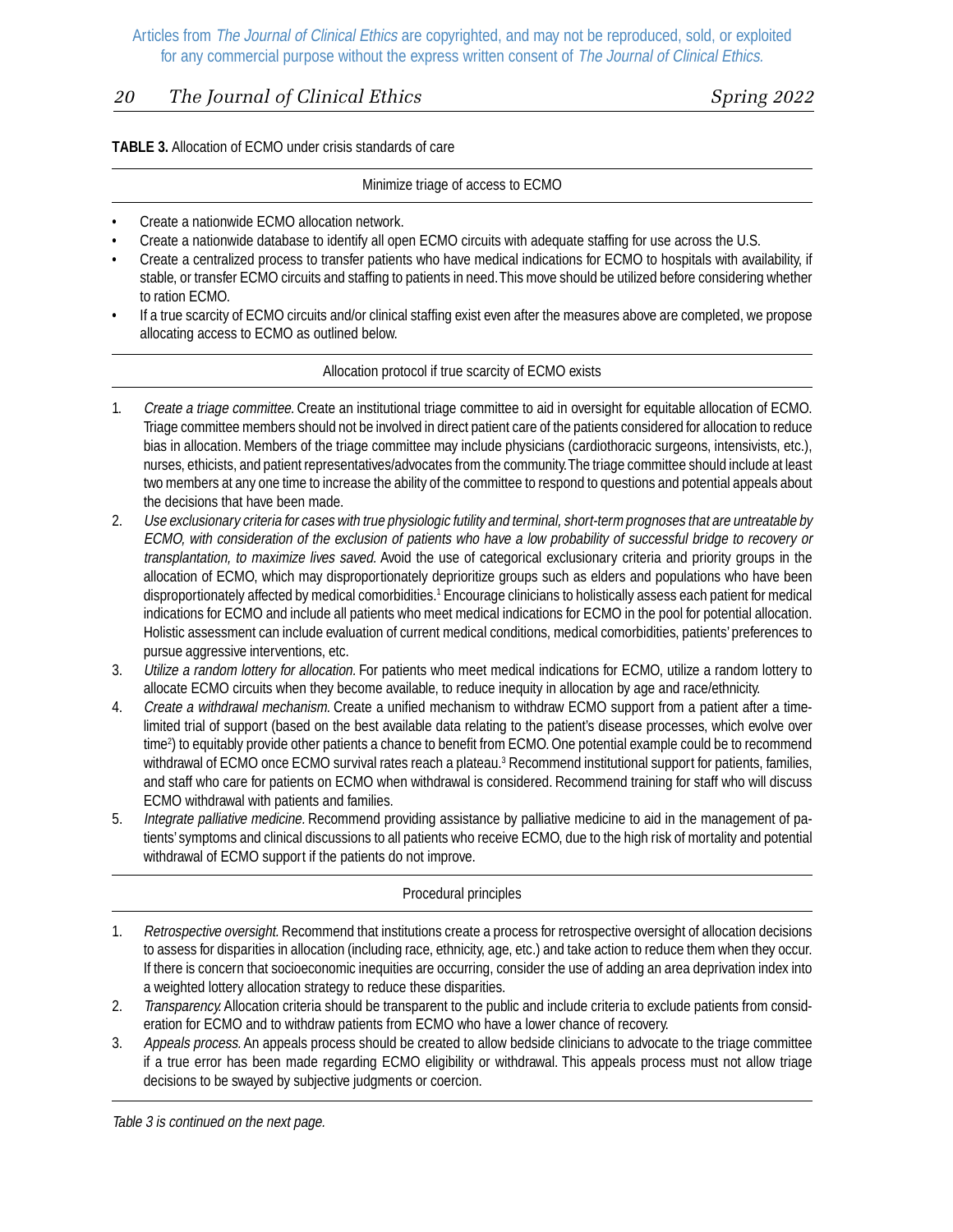**TABLE 3.** Allocation of ECMO under crisis standards of care

Minimize triage of access to ECMO

- Create a nationwide ECMO allocation network.
- Create a nationwide database to identify all open ECMO circuits with adequate staffing for use across the U.S.
- Create a centralized process to transfer patients who have medical indications for ECMO to hospitals with availability, if stable, or transfer ECMO circuits and staffing to patients in need. This move should be utilized before considering whether to ration ECMO.
- If a true scarcity of ECMO circuits and/or clinical staffing exist even after the measures above are completed, we propose allocating access to ECMO as outlined below.

Allocation protocol if true scarcity of ECMO exists

1. *Create a triage committee.* Create an institutional triage committee to aid in oversight for equitable allocation of ECMO. Triage committee members should not be involved in direct patient care of the patients considered for allocation to reduce bias in allocation. Members of the triage committee may include physicians (cardiothoracic surgeons, intensivists, etc.), nurses, ethicists, and patient representatives/advocates from the community. The triage committee should include at least two members at any one time to increase the ability of the committee to respond to questions and potential appeals about the decisions that have been made.
2. *Use exclusionary criteria for cases with true physiologic futility and terminal, short-term prognoses that are untreatable by ECMO, with consideration of the exclusion of patients who have a low probability of successful bridge to recovery or transplantation, to maximize lives saved.* Avoid the use of categorical exclusionary criteria and priority groups in the allocation of ECMO, which may disproportionately deprioritize groups such as elders and populations who have been disproportionately affected by medical comorbidities.[1] Encourage clinicians to holistically assess each patient for medical indications for ECMO and include all patients who meet medical indications for ECMO in the pool for potential allocation. Holistic assessment can include evaluation of current medical conditions, medical comorbidities, patients' preferences to pursue aggressive interventions, etc.
3. *Utilize a random lottery for allocation.* For patients who meet medical indications for ECMO, utilize a random lottery to allocate ECMO circuits when they become available, to reduce inequity in allocation by age and race/ethnicity.
4. *Create a withdrawal mechanism.* Create a unified mechanism to withdraw ECMO support from a patient after a time-limited trial of support (based on the best available data relating to the patient's disease processes, which evolve over time[2]) to equitably provide other patients a chance to benefit from ECMO. One potential example could be to recommend withdrawal of ECMO once ECMO survival rates reach a plateau.[3] Recommend institutional support for patients, families, and staff who care for patients on ECMO when withdrawal is considered. Recommend training for staff who will discuss ECMO withdrawal with patients and families.
5. *Integrate palliative medicine.* Recommend providing assistance by palliative medicine to aid in the management of patients' symptoms and clinical discussions to all patients who receive ECMO, due to the high risk of mortality and potential withdrawal of ECMO support if the patients do not improve.

Procedural principles

1. *Retrospective oversight.* Recommend that institutions create a process for retrospective oversight of allocation decisions to assess for disparities in allocation (including race, ethnicity, age, etc.) and take action to reduce them when they occur. If there is concern that socioeconomic inequities are occurring, consider the use of adding an area deprivation index into a weighted lottery allocation strategy to reduce these disparities.
2. *Transparency.* Allocation criteria should be transparent to the public and include criteria to exclude patients from consideration for ECMO and to withdraw patients from ECMO who have a lower chance of recovery.
3. *Appeals process.* An appeals process should be created to allow bedside clinicians to advocate to the triage committee if a true error has been made regarding ECMO eligibility or withdrawal. This appeals process must not allow triage decisions to be swayed by subjective judgments or coercion.

*Table 3 is continued on the next page.*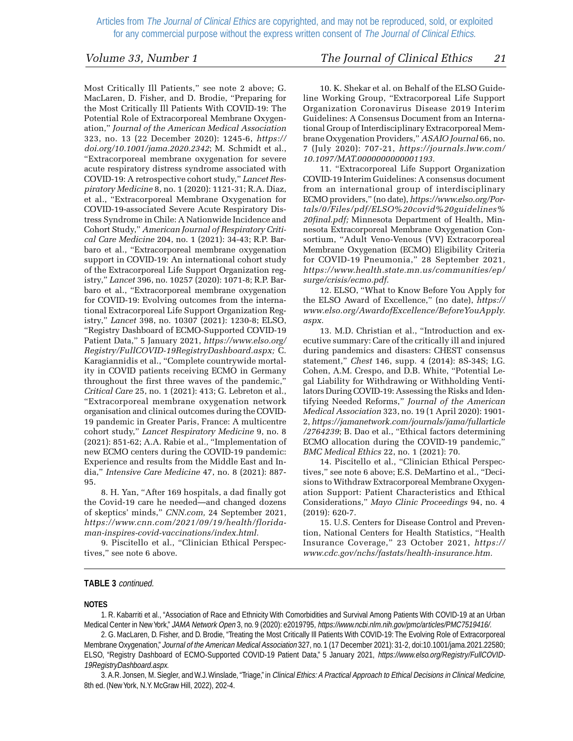Most Critically Ill Patients," see note 2 above; G. MacLaren, D. Fisher, and D. Brodie, "Preparing for the Most Critically Ill Patients With COVID-19: The Potential Role of Extracorporeal Membrane Oxygenation," *Journal of the American Medical Association* 323, no. 13 (22 December 2020): 1245-6, *https://doi.org/10.1001/jama.2020.2342*; M. Schmidt et al., "Extracorporeal membrane oxygenation for severe acute respiratory distress syndrome associated with COVID-19: A retrospective cohort study," *Lancet Respiratory Medicine* 8, no. 1 (2020): 1121-31; R.A. Diaz, et al., "Extracorporeal Membrane Oxygenation for COVID-19-associated Severe Acute Respiratory Distress Syndrome in Chile: A Nationwide Incidence and Cohort Study," *American Journal of Respiratory Critical Care Medicine* 204, no. 1 (2021): 34-43; R.P. Barbaro et al., "Extracorporeal membrane oxygenation support in COVID-19: An international cohort study of the Extracorporeal Life Support Organization registry," *Lancet* 396, no. 10257 (2020): 1071-8; R.P. Barbaro et al., "Extracorporeal membrane oxygenation for COVID-19: Evolving outcomes from the international Extracorporeal Life Support Organization Registry," *Lancet* 398, no. 10307 (2021): 1230-8; ELSO, "Registry Dashboard of ECMO-Supported COVID-19 Patient Data," 5 January 2021, *https://www.elso.org/Registry/FullCOVID-19RegistryDashboard.aspx;* C. Karagiannidis et al., "Complete countrywide mortality in COVID patients receiving ECMO in Germany throughout the first three waves of the pandemic," *Critical Care* 25, no. 1 (2021): 413; G. Lebreton et al., "Extracorporeal membrane oxygenation network organisation and clinical outcomes during the COVID-19 pandemic in Greater Paris, France: A multicentre cohort study," *Lancet Respiratory Medicine* 9, no. 8 (2021): 851-62; A.A. Rabie et al., "Implementation of new ECMO centers during the COVID-19 pandemic: Experience and results from the Middle East and India," *Intensive Care Medicine* 47, no. 8 (2021): 887-95.

8. H. Yan, "After 169 hospitals, a dad finally got the Covid-19 care he needed—and changed dozens of skeptics' minds," *CNN.com,* 24 September 2021, *https://www.cnn.com/2021/09/19/health/florida-man-inspires-covid-vaccinations/index.html.*

9. Piscitello et al., "Clinician Ethical Perspectives," see note 6 above.

10. K. Shekar et al. on Behalf of the ELSO Guideline Working Group, "Extracorporeal Life Support Organization Coronavirus Disease 2019 Interim Guidelines: A Consensus Document from an International Group of Interdisciplinary Extracorporeal Membrane Oxygenation Providers," *ASAIO Journal* 66, no. 7 (July 2020): 707-21, *https://journals.lww.com/10.1097/MAT.0000000000001193.*

11. "Extracorporeal Life Support Organization COVID-19 Interim Guidelines: A consensus document from an international group of interdisciplinary ECMO providers," (no date), *https://www.elso.org/Portals/0/Files/pdf/ELSO%20covid%20guidelines%20final.pdf;* Minnesota Department of Health, Minnesota Extracorporeal Membrane Oxygenation Consortium, "Adult Veno-Venous (VV) Extracorporeal Membrane Oxygenation (ECMO) Eligibility Criteria for COVID-19 Pneumonia," 28 September 2021, *https://www.health.state.mn.us/communities/ep/surge/crisis/ecmo.pdf.*

12. ELSO, "What to Know Before You Apply for the ELSO Award of Excellence," (no date), *https://www.elso.org/AwardofExcellence/BeforeYouApply.aspx.*

13. M.D. Christian et al., "Introduction and executive summary: Care of the critically ill and injured during pandemics and disasters: CHEST consensus statement," *Chest* 146, supp. 4 (2014): 8S-34S; I.G. Cohen, A.M. Crespo, and D.B. White, "Potential Legal Liability for Withdrawing or Withholding Ventilators During COVID-19: Assessing the Risks and Identifying Needed Reforms," *Journal of the American Medical Association* 323, no. 19 (1 April 2020): 1901-2, *https://jamanetwork.com/journals/jama/fullarticle/2764239*; B. Dao et al., "Ethical factors determining ECMO allocation during the COVID-19 pandemic," *BMC Medical Ethics* 22, no. 1 (2021): 70.

14. Piscitello et al., "Clinician Ethical Perspectives," see note 6 above; E.S. DeMartino et al., "Decisions to Withdraw Extracorporeal Membrane Oxygenation Support: Patient Characteristics and Ethical Considerations," *Mayo Clinic Proceedings* 94, no. 4 (2019): 620-7.

15. U.S. Centers for Disease Control and Prevention, National Centers for Health Statistics, "Health Insurance Coverage," 23 October 2021, *https://www.cdc.gov/nchs/fastats/health-insurance.htm.*

---

**TABLE 3** *continued.*

**NOTES**

1. R. Kabarriti et al., "Association of Race and Ethnicity With Comorbidities and Survival Among Patients With COVID-19 at an Urban Medical Center in New York," *JAMA Network Open* 3, no. 9 (2020): e2019795, *https://www.ncbi.nlm.nih.gov/pmc/articles/PMC7519416/.*

2. G. MacLaren, D. Fisher, and D. Brodie, "Treating the Most Critically Ill Patients With COVID-19: The Evolving Role of Extracorporeal Membrane Oxygenation," *Journal of the American Medical Association* 327, no. 1 (17 December 2021): 31-2, doi:10.1001/jama.2021.22580; ELSO, "Registry Dashboard of ECMO-Supported COVID-19 Patient Data," 5 January 2021, *https://www.elso.org/Registry/FullCOVID-19RegistryDashboard.aspx.*

3. A.R. Jonsen, M. Siegler, and W.J. Winslade, "Triage," in *Clinical Ethics: A Practical Approach to Ethical Decisions in Clinical Medicine,* 8th ed. (New York, N.Y. McGraw Hill, 2022), 202-4.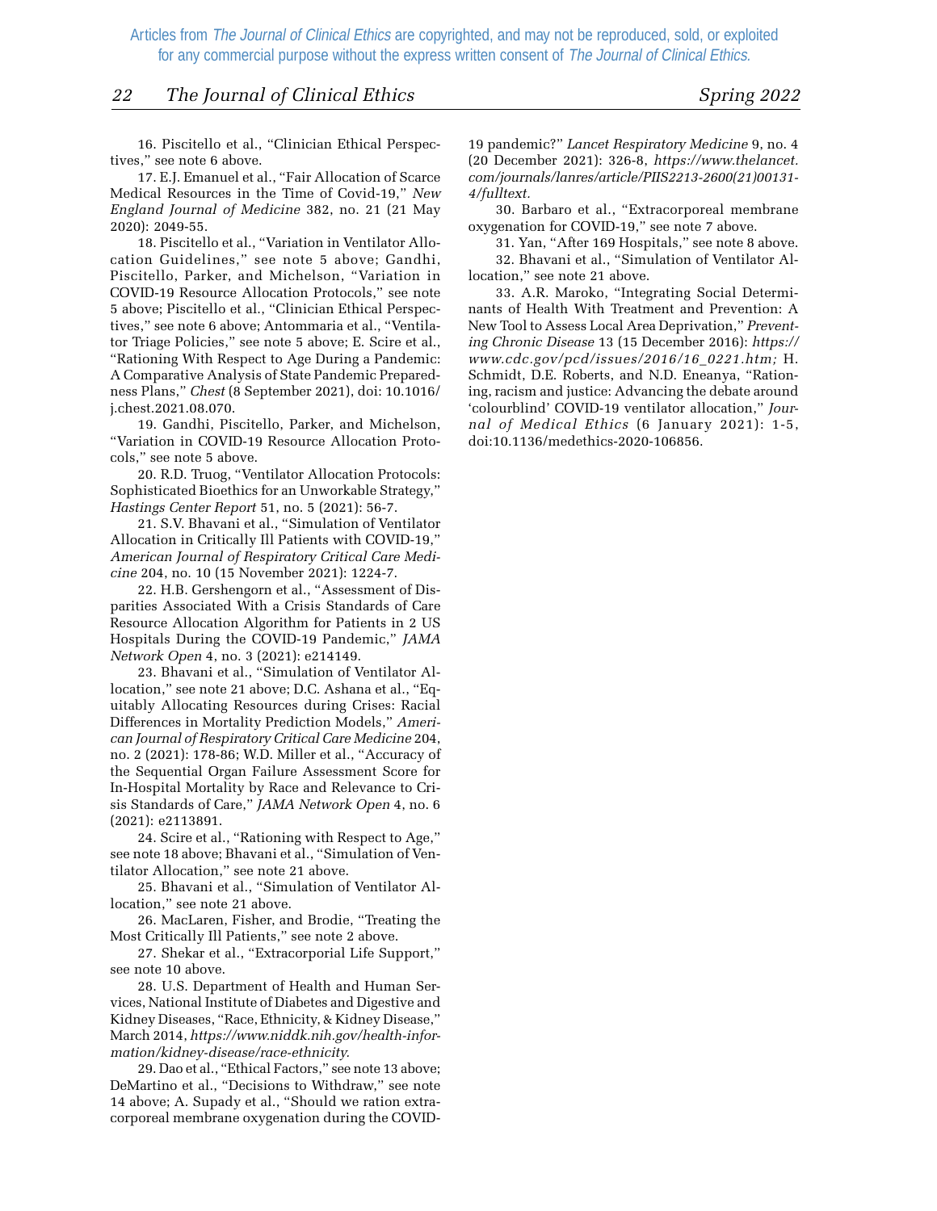16. Piscitello et al., "Clinician Ethical Perspectives," see note 6 above.

17. E.J. Emanuel et al., "Fair Allocation of Scarce Medical Resources in the Time of Covid-19," *New England Journal of Medicine* 382, no. 21 (21 May 2020): 2049-55.

18. Piscitello et al., "Variation in Ventilator Allocation Guidelines," see note 5 above; Gandhi, Piscitello, Parker, and Michelson, "Variation in COVID-19 Resource Allocation Protocols," see note 5 above; Piscitello et al., "Clinician Ethical Perspectives," see note 6 above; Antommaria et al., "Ventilator Triage Policies," see note 5 above; E. Scire et al., "Rationing With Respect to Age During a Pandemic: A Comparative Analysis of State Pandemic Preparedness Plans," *Chest* (8 September 2021), doi: 10.1016/j.chest.2021.08.070.

19. Gandhi, Piscitello, Parker, and Michelson, "Variation in COVID-19 Resource Allocation Protocols," see note 5 above.

20. R.D. Truog, "Ventilator Allocation Protocols: Sophisticated Bioethics for an Unworkable Strategy," *Hastings Center Report* 51, no. 5 (2021): 56-7.

21. S.V. Bhavani et al., "Simulation of Ventilator Allocation in Critically Ill Patients with COVID-19," *American Journal of Respiratory Critical Care Medicine* 204, no. 10 (15 November 2021): 1224-7.

22. H.B. Gershengorn et al., "Assessment of Disparities Associated With a Crisis Standards of Care Resource Allocation Algorithm for Patients in 2 US Hospitals During the COVID-19 Pandemic," *JAMA Network Open* 4, no. 3 (2021): e214149.

23. Bhavani et al., "Simulation of Ventilator Allocation," see note 21 above; D.C. Ashana et al., "Equitably Allocating Resources during Crises: Racial Differences in Mortality Prediction Models," *American Journal of Respiratory Critical Care Medicine* 204, no. 2 (2021): 178-86; W.D. Miller et al., "Accuracy of the Sequential Organ Failure Assessment Score for In-Hospital Mortality by Race and Relevance to Crisis Standards of Care," *JAMA Network Open* 4, no. 6 (2021): e2113891.

24. Scire et al., "Rationing with Respect to Age," see note 18 above; Bhavani et al., "Simulation of Ventilator Allocation," see note 21 above.

25. Bhavani et al., "Simulation of Ventilator Allocation," see note 21 above.

26. MacLaren, Fisher, and Brodie, "Treating the Most Critically Ill Patients," see note 2 above.

27. Shekar et al., "Extracorporial Life Support," see note 10 above.

28. U.S. Department of Health and Human Services, National Institute of Diabetes and Digestive and Kidney Diseases, "Race, Ethnicity, & Kidney Disease," March 2014, *https://www.niddk.nih.gov/health-information/kidney-disease/race-ethnicity*.

29. Dao et al., "Ethical Factors," see note 13 above; DeMartino et al., "Decisions to Withdraw," see note 14 above; A. Supady et al., "Should we ration extracorporeal membrane oxygenation during the COVID-19 pandemic?" *Lancet Respiratory Medicine* 9, no. 4 (20 December 2021): 326-8, *https://www.thelancet.com/journals/lanres/article/PIIS2213-2600(21)00131-4/fulltext.*

30. Barbaro et al., "Extracorporeal membrane oxygenation for COVID-19," see note 7 above.

31. Yan, "After 169 Hospitals," see note 8 above.

32. Bhavani et al., "Simulation of Ventilator Allocation," see note 21 above.

33. A.R. Maroko, "Integrating Social Determinants of Health With Treatment and Prevention: A New Tool to Assess Local Area Deprivation," *Preventing Chronic Disease* 13 (15 December 2016): *https://www.cdc.gov/pcd/issues/2016/16_0221.htm;* H. Schmidt, D.E. Roberts, and N.D. Eneanya, "Rationing, racism and justice: Advancing the debate around 'colourblind' COVID-19 ventilator allocation," *Journal of Medical Ethics* (6 January 2021): 1-5, doi:10.1136/medethics-2020-106856.